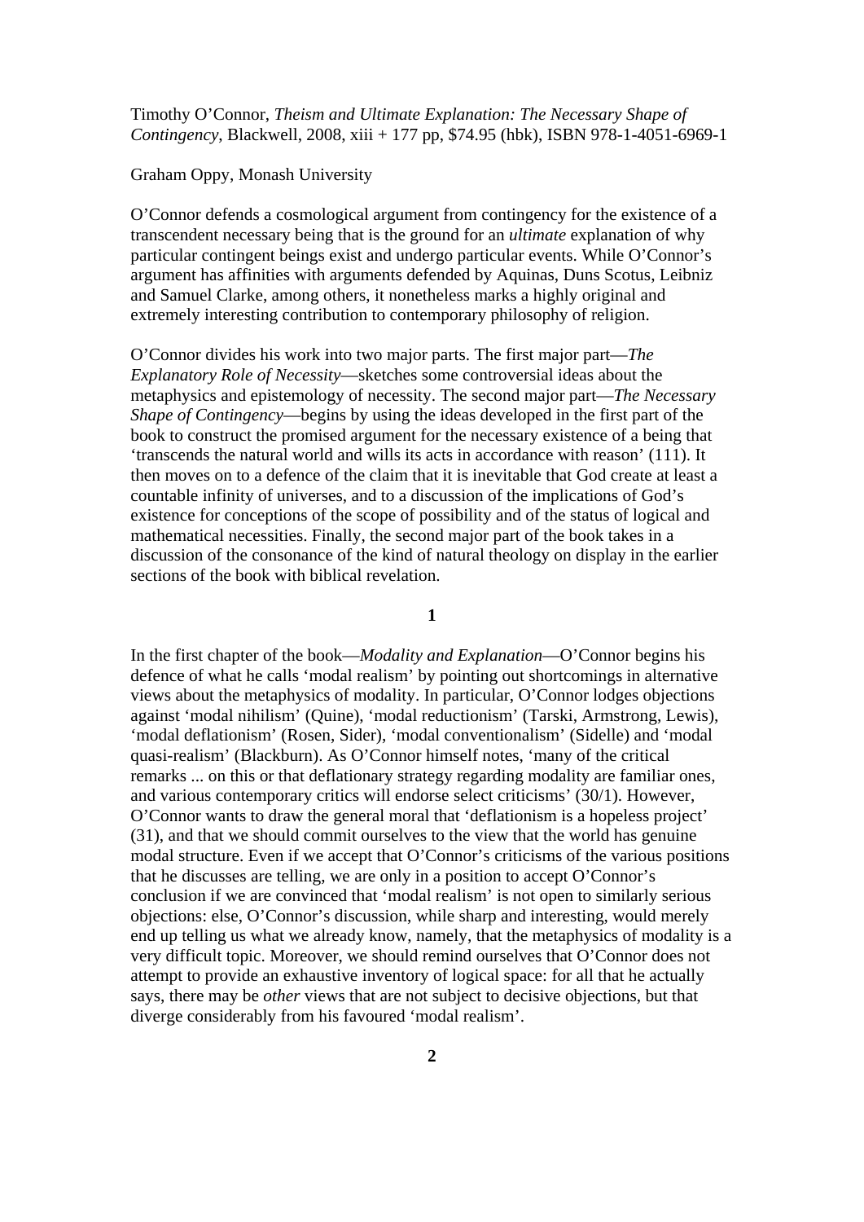Timothy O'Connor, *Theism and Ultimate Explanation: The Necessary Shape of Contingency*, Blackwell, 2008, xiii + 177 pp, $74.95 (hbk), ISBN 978-1-4051-6969-1

Graham Oppy, Monash University

O'Connor defends a cosmological argument from contingency for the existence of a transcendent necessary being that is the ground for an *ultimate* explanation of why particular contingent beings exist and undergo particular events. While O'Connor's argument has affinities with arguments defended by Aquinas, Duns Scotus, Leibniz and Samuel Clarke, among others, it nonetheless marks a highly original and extremely interesting contribution to contemporary philosophy of religion.

O'Connor divides his work into two major parts. The first major part—*The Explanatory Role of Necessity*—sketches some controversial ideas about the metaphysics and epistemology of necessity. The second major part—*The Necessary Shape of Contingency*—begins by using the ideas developed in the first part of the book to construct the promised argument for the necessary existence of a being that 'transcends the natural world and wills its acts in accordance with reason' (111). It then moves on to a defence of the claim that it is inevitable that God create at least a countable infinity of universes, and to a discussion of the implications of God's existence for conceptions of the scope of possibility and of the status of logical and mathematical necessities. Finally, the second major part of the book takes in a discussion of the consonance of the kind of natural theology on display in the earlier sections of the book with biblical revelation.

**1**

In the first chapter of the book—*Modality and Explanation*—O'Connor begins his defence of what he calls 'modal realism' by pointing out shortcomings in alternative views about the metaphysics of modality. In particular, O'Connor lodges objections against 'modal nihilism' (Quine), 'modal reductionism' (Tarski, Armstrong, Lewis), 'modal deflationism' (Rosen, Sider), 'modal conventionalism' (Sidelle) and 'modal quasi-realism' (Blackburn). As O'Connor himself notes, 'many of the critical remarks ... on this or that deflationary strategy regarding modality are familiar ones, and various contemporary critics will endorse select criticisms' (30/1). However, O'Connor wants to draw the general moral that 'deflationism is a hopeless project' (31), and that we should commit ourselves to the view that the world has genuine modal structure. Even if we accept that O'Connor's criticisms of the various positions that he discusses are telling, we are only in a position to accept O'Connor's conclusion if we are convinced that 'modal realism' is not open to similarly serious objections: else, O'Connor's discussion, while sharp and interesting, would merely end up telling us what we already know, namely, that the metaphysics of modality is a very difficult topic. Moreover, we should remind ourselves that O'Connor does not attempt to provide an exhaustive inventory of logical space: for all that he actually says, there may be *other* views that are not subject to decisive objections, but that diverge considerably from his favoured 'modal realism'.

**2**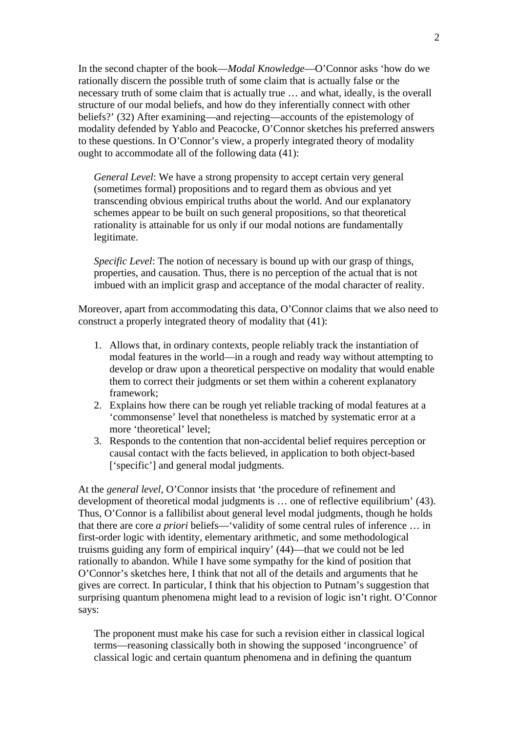In the second chapter of the book—*Modal Knowledge*—O'Connor asks 'how do we rationally discern the possible truth of some claim that is actually false or the necessary truth of some claim that is actually true … and what, ideally, is the overall structure of our modal beliefs, and how do they inferentially connect with other beliefs?' (32) After examining—and rejecting—accounts of the epistemology of modality defended by Yablo and Peacocke, O'Connor sketches his preferred answers to these questions. In O'Connor's view, a properly integrated theory of modality ought to accommodate all of the following data (41):

> *General Level*: We have a strong propensity to accept certain very general (sometimes formal) propositions and to regard them as obvious and yet transcending obvious empirical truths about the world. And our explanatory schemes appear to be built on such general propositions, so that theoretical rationality is attainable for us only if our modal notions are fundamentally legitimate.
>
> *Specific Level*: The notion of necessary is bound up with our grasp of things, properties, and causation. Thus, there is no perception of the actual that is not imbued with an implicit grasp and acceptance of the modal character of reality.

Moreover, apart from accommodating this data, O'Connor claims that we also need to construct a properly integrated theory of modality that (41):

1. Allows that, in ordinary contexts, people reliably track the instantiation of modal features in the world—in a rough and ready way without attempting to develop or draw upon a theoretical perspective on modality that would enable them to correct their judgments or set them within a coherent explanatory framework;
2. Explains how there can be rough yet reliable tracking of modal features at a 'commonsense' level that nonetheless is matched by systematic error at a more 'theoretical' level;
3. Responds to the contention that non-accidental belief requires perception or causal contact with the facts believed, in application to both object-based ['specific'] and general modal judgments.

At the *general level*, O'Connor insists that 'the procedure of refinement and development of theoretical modal judgments is … one of reflective equilibrium' (43). Thus, O'Connor is a fallibilist about general level modal judgments, though he holds that there are core *a priori* beliefs—'validity of some central rules of inference … in first-order logic with identity, elementary arithmetic, and some methodological truisms guiding any form of empirical inquiry' (44)—that we could not be led rationally to abandon. While I have some sympathy for the kind of position that O'Connor's sketches here, I think that not all of the details and arguments that he gives are correct. In particular, I think that his objection to Putnam's suggestion that surprising quantum phenomena might lead to a revision of logic isn't right. O'Connor says:

> The proponent must make his case for such a revision either in classical logical terms—reasoning classically both in showing the supposed 'incongruence' of classical logic and certain quantum phenomena and in defining the quantum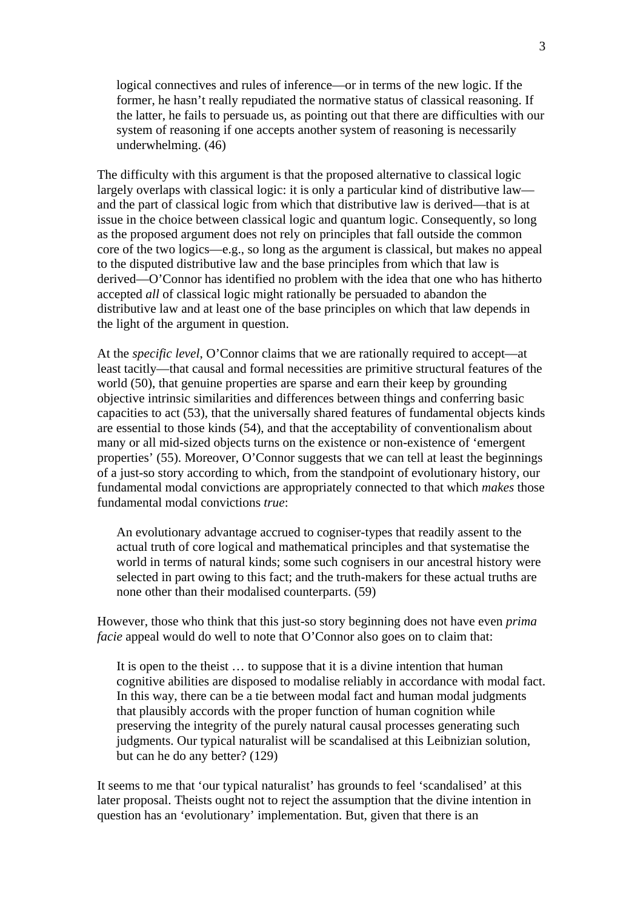> logical connectives and rules of inference—or in terms of the new logic. If the former, he hasn't really repudiated the normative status of classical reasoning. If the latter, he fails to persuade us, as pointing out that there are difficulties with our system of reasoning if one accepts another system of reasoning is necessarily underwhelming. (46)

The difficulty with this argument is that the proposed alternative to classical logic largely overlaps with classical logic: it is only a particular kind of distributive law—and the part of classical logic from which that distributive law is derived—that is at issue in the choice between classical logic and quantum logic. Consequently, so long as the proposed argument does not rely on principles that fall outside the common core of the two logics—e.g., so long as the argument is classical, but makes no appeal to the disputed distributive law and the base principles from which that law is derived—O'Connor has identified no problem with the idea that one who has hitherto accepted *all* of classical logic might rationally be persuaded to abandon the distributive law and at least one of the base principles on which that law depends in the light of the argument in question.

At the *specific level*, O'Connor claims that we are rationally required to accept—at least tacitly—that causal and formal necessities are primitive structural features of the world (50), that genuine properties are sparse and earn their keep by grounding objective intrinsic similarities and differences between things and conferring basic capacities to act (53), that the universally shared features of fundamental objects kinds are essential to those kinds (54), and that the acceptability of conventionalism about many or all mid-sized objects turns on the existence or non-existence of 'emergent properties' (55). Moreover, O'Connor suggests that we can tell at least the beginnings of a just-so story according to which, from the standpoint of evolutionary history, our fundamental modal convictions are appropriately connected to that which *makes* those fundamental modal convictions *true*:

> An evolutionary advantage accrued to cogniser-types that readily assent to the actual truth of core logical and mathematical principles and that systematise the world in terms of natural kinds; some such cognisers in our ancestral history were selected in part owing to this fact; and the truth-makers for these actual truths are none other than their modalised counterparts. (59)

However, those who think that this just-so story beginning does not have even *prima facie* appeal would do well to note that O'Connor also goes on to claim that:

> It is open to the theist … to suppose that it is a divine intention that human cognitive abilities are disposed to modalise reliably in accordance with modal fact. In this way, there can be a tie between modal fact and human modal judgments that plausibly accords with the proper function of human cognition while preserving the integrity of the purely natural causal processes generating such judgments. Our typical naturalist will be scandalised at this Leibnizian solution, but can he do any better? (129)

It seems to me that 'our typical naturalist' has grounds to feel 'scandalised' at this later proposal. Theists ought not to reject the assumption that the divine intention in question has an 'evolutionary' implementation. But, given that there is an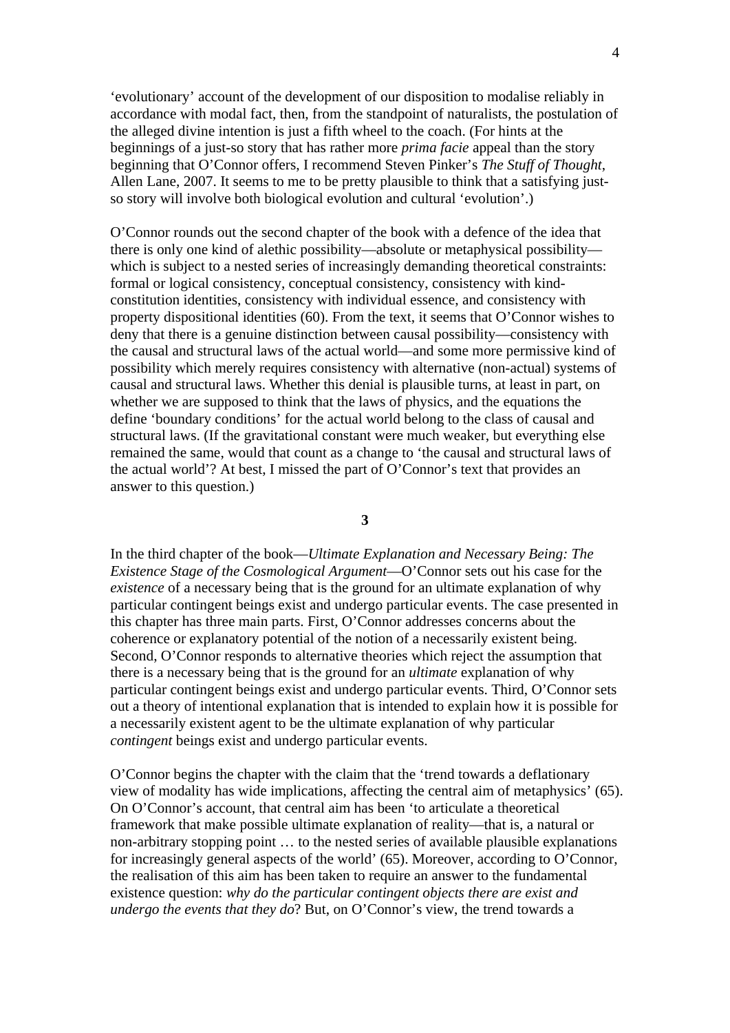'evolutionary' account of the development of our disposition to modalise reliably in accordance with modal fact, then, from the standpoint of naturalists, the postulation of the alleged divine intention is just a fifth wheel to the coach. (For hints at the beginnings of a just-so story that has rather more *prima facie* appeal than the story beginning that O'Connor offers, I recommend Steven Pinker's *The Stuff of Thought*, Allen Lane, 2007. It seems to me to be pretty plausible to think that a satisfying just-so story will involve both biological evolution and cultural 'evolution'.)

O'Connor rounds out the second chapter of the book with a defence of the idea that there is only one kind of alethic possibility—absolute or metaphysical possibility—which is subject to a nested series of increasingly demanding theoretical constraints: formal or logical consistency, conceptual consistency, consistency with kind-constitution identities, consistency with individual essence, and consistency with property dispositional identities (60). From the text, it seems that O'Connor wishes to deny that there is a genuine distinction between causal possibility—consistency with the causal and structural laws of the actual world—and some more permissive kind of possibility which merely requires consistency with alternative (non-actual) systems of causal and structural laws. Whether this denial is plausible turns, at least in part, on whether we are supposed to think that the laws of physics, and the equations the define 'boundary conditions' for the actual world belong to the class of causal and structural laws. (If the gravitational constant were much weaker, but everything else remained the same, would that count as a change to 'the causal and structural laws of the actual world'? At best, I missed the part of O'Connor's text that provides an answer to this question.)

## 3

In the third chapter of the book—*Ultimate Explanation and Necessary Being: The Existence Stage of the Cosmological Argument*—O'Connor sets out his case for the *existence* of a necessary being that is the ground for an ultimate explanation of why particular contingent beings exist and undergo particular events. The case presented in this chapter has three main parts. First, O'Connor addresses concerns about the coherence or explanatory potential of the notion of a necessarily existent being. Second, O'Connor responds to alternative theories which reject the assumption that there is a necessary being that is the ground for an *ultimate* explanation of why particular contingent beings exist and undergo particular events. Third, O'Connor sets out a theory of intentional explanation that is intended to explain how it is possible for a necessarily existent agent to be the ultimate explanation of why particular *contingent* beings exist and undergo particular events.

O'Connor begins the chapter with the claim that the 'trend towards a deflationary view of modality has wide implications, affecting the central aim of metaphysics' (65). On O'Connor's account, that central aim has been 'to articulate a theoretical framework that make possible ultimate explanation of reality—that is, a natural or non-arbitrary stopping point … to the nested series of available plausible explanations for increasingly general aspects of the world' (65). Moreover, according to O'Connor, the realisation of this aim has been taken to require an answer to the fundamental existence question: *why do the particular contingent objects there are exist and undergo the events that they do*? But, on O'Connor's view, the trend towards a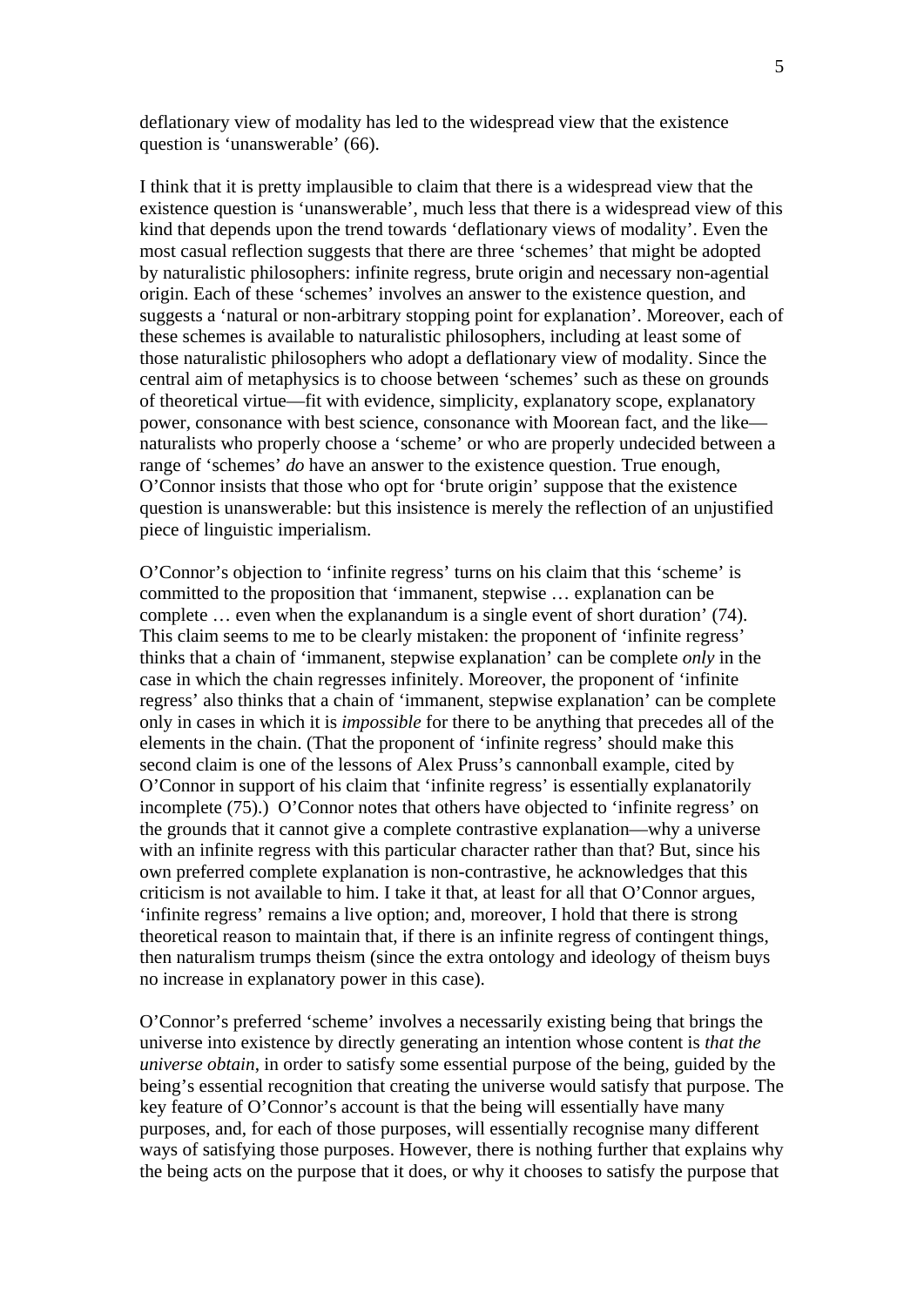deflationary view of modality has led to the widespread view that the existence question is ‘unanswerable’ (66).

I think that it is pretty implausible to claim that there is a widespread view that the existence question is ‘unanswerable’, much less that there is a widespread view of this kind that depends upon the trend towards ‘deflationary views of modality’. Even the most casual reflection suggests that there are three ‘schemes’ that might be adopted by naturalistic philosophers: infinite regress, brute origin and necessary non-agential origin. Each of these ‘schemes’ involves an answer to the existence question, and suggests a ‘natural or non-arbitrary stopping point for explanation’. Moreover, each of these schemes is available to naturalistic philosophers, including at least some of those naturalistic philosophers who adopt a deflationary view of modality. Since the central aim of metaphysics is to choose between ‘schemes’ such as these on grounds of theoretical virtue—fit with evidence, simplicity, explanatory scope, explanatory power, consonance with best science, consonance with Moorean fact, and the like—naturalists who properly choose a ‘scheme’ or who are properly undecided between a range of ‘schemes’ *do* have an answer to the existence question. True enough, O’Connor insists that those who opt for ‘brute origin’ suppose that the existence question is unanswerable: but this insistence is merely the reflection of an unjustified piece of linguistic imperialism.

O’Connor’s objection to ‘infinite regress’ turns on his claim that this ‘scheme’ is committed to the proposition that ‘immanent, stepwise … explanation can be complete … even when the explanandum is a single event of short duration’ (74). This claim seems to me to be clearly mistaken: the proponent of ‘infinite regress’ thinks that a chain of ‘immanent, stepwise explanation’ can be complete *only* in the case in which the chain regresses infinitely. Moreover, the proponent of ‘infinite regress’ also thinks that a chain of ‘immanent, stepwise explanation’ can be complete only in cases in which it is *impossible* for there to be anything that precedes all of the elements in the chain. (That the proponent of ‘infinite regress’ should make this second claim is one of the lessons of Alex Pruss’s cannonball example, cited by O’Connor in support of his claim that ‘infinite regress’ is essentially explanatorily incomplete (75).) O’Connor notes that others have objected to ‘infinite regress’ on the grounds that it cannot give a complete contrastive explanation—why a universe with an infinite regress with this particular character rather than that? But, since his own preferred complete explanation is non-contrastive, he acknowledges that this criticism is not available to him. I take it that, at least for all that O’Connor argues, ‘infinite regress’ remains a live option; and, moreover, I hold that there is strong theoretical reason to maintain that, if there is an infinite regress of contingent things, then naturalism trumps theism (since the extra ontology and ideology of theism buys no increase in explanatory power in this case).

O’Connor’s preferred ‘scheme’ involves a necessarily existing being that brings the universe into existence by directly generating an intention whose content is *that the universe obtain*, in order to satisfy some essential purpose of the being, guided by the being’s essential recognition that creating the universe would satisfy that purpose. The key feature of O’Connor’s account is that the being will essentially have many purposes, and, for each of those purposes, will essentially recognise many different ways of satisfying those purposes. However, there is nothing further that explains why the being acts on the purpose that it does, or why it chooses to satisfy the purpose that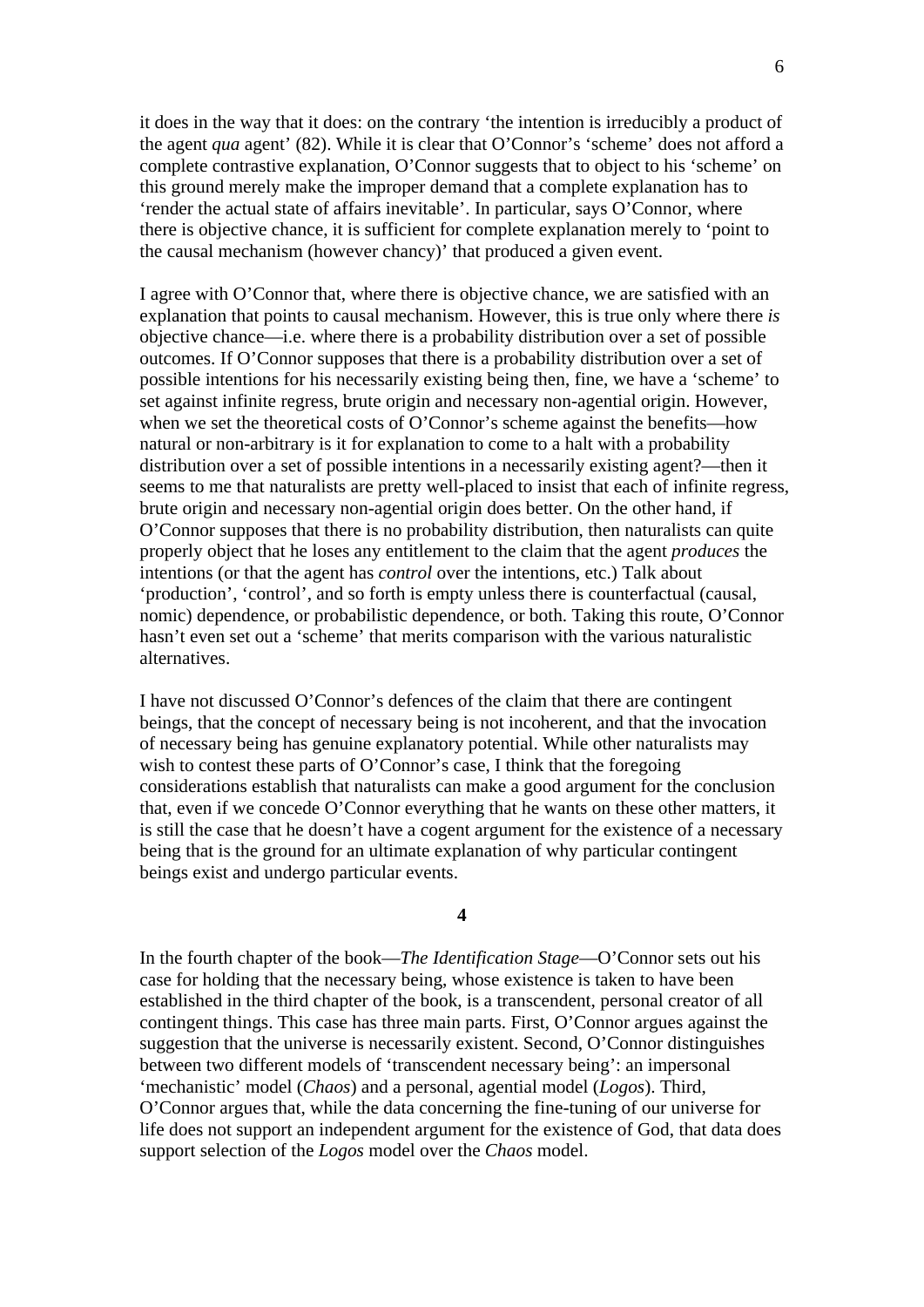it does in the way that it does: on the contrary 'the intention is irreducibly a product of the agent *qua* agent' (82). While it is clear that O'Connor's 'scheme' does not afford a complete contrastive explanation, O'Connor suggests that to object to his 'scheme' on this ground merely make the improper demand that a complete explanation has to 'render the actual state of affairs inevitable'. In particular, says O'Connor, where there is objective chance, it is sufficient for complete explanation merely to 'point to the causal mechanism (however chancy)' that produced a given event.

I agree with O'Connor that, where there is objective chance, we are satisfied with an explanation that points to causal mechanism. However, this is true only where there *is* objective chance—i.e. where there is a probability distribution over a set of possible outcomes. If O'Connor supposes that there is a probability distribution over a set of possible intentions for his necessarily existing being then, fine, we have a 'scheme' to set against infinite regress, brute origin and necessary non-agential origin. However, when we set the theoretical costs of O'Connor's scheme against the benefits—how natural or non-arbitrary is it for explanation to come to a halt with a probability distribution over a set of possible intentions in a necessarily existing agent?—then it seems to me that naturalists are pretty well-placed to insist that each of infinite regress, brute origin and necessary non-agential origin does better. On the other hand, if O'Connor supposes that there is no probability distribution, then naturalists can quite properly object that he loses any entitlement to the claim that the agent *produces* the intentions (or that the agent has *control* over the intentions, etc.) Talk about 'production', 'control', and so forth is empty unless there is counterfactual (causal, nomic) dependence, or probabilistic dependence, or both. Taking this route, O'Connor hasn't even set out a 'scheme' that merits comparison with the various naturalistic alternatives.

I have not discussed O'Connor's defences of the claim that there are contingent beings, that the concept of necessary being is not incoherent, and that the invocation of necessary being has genuine explanatory potential. While other naturalists may wish to contest these parts of O'Connor's case, I think that the foregoing considerations establish that naturalists can make a good argument for the conclusion that, even if we concede O'Connor everything that he wants on these other matters, it is still the case that he doesn't have a cogent argument for the existence of a necessary being that is the ground for an ultimate explanation of why particular contingent beings exist and undergo particular events.

## 4

In the fourth chapter of the book—*The Identification Stage*—O'Connor sets out his case for holding that the necessary being, whose existence is taken to have been established in the third chapter of the book, is a transcendent, personal creator of all contingent things. This case has three main parts. First, O'Connor argues against the suggestion that the universe is necessarily existent. Second, O'Connor distinguishes between two different models of 'transcendent necessary being': an impersonal 'mechanistic' model (*Chaos*) and a personal, agential model (*Logos*). Third, O'Connor argues that, while the data concerning the fine-tuning of our universe for life does not support an independent argument for the existence of God, that data does support selection of the *Logos* model over the *Chaos* model.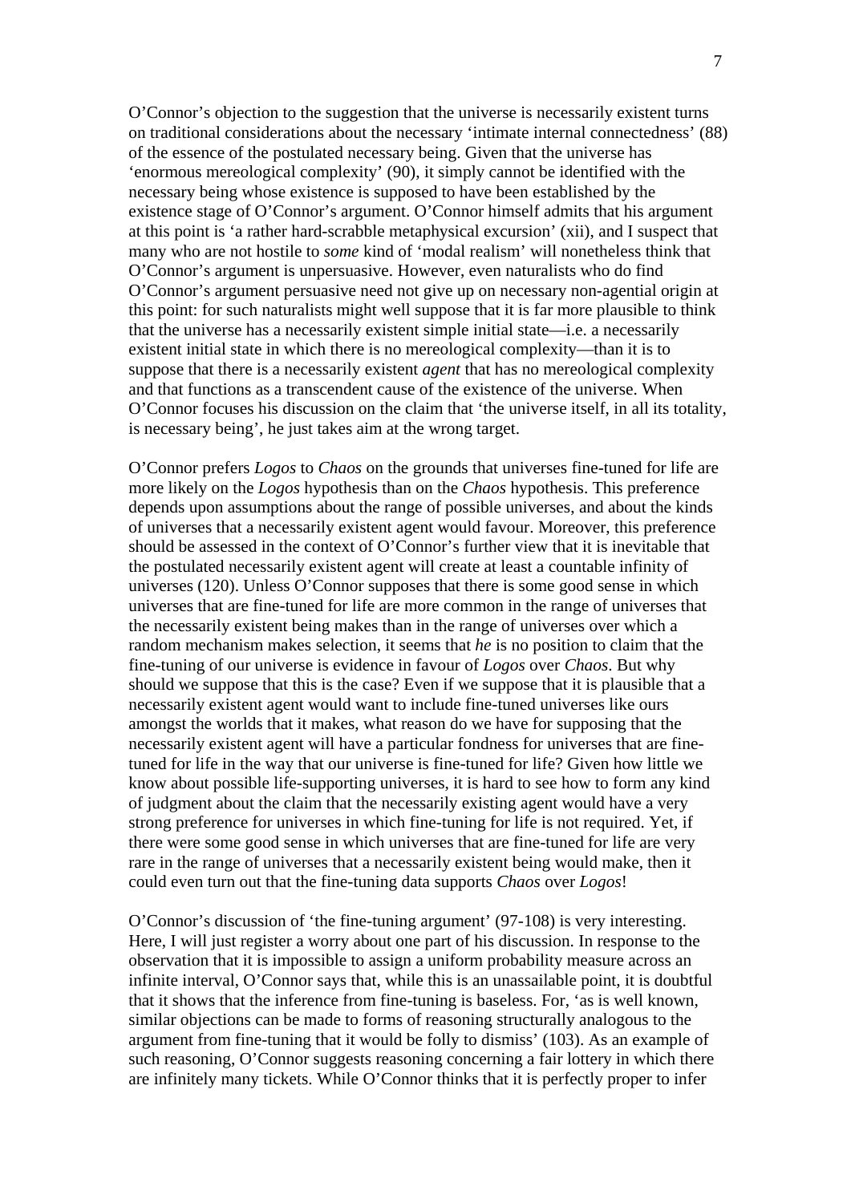O'Connor's objection to the suggestion that the universe is necessarily existent turns on traditional considerations about the necessary 'intimate internal connectedness' (88) of the essence of the postulated necessary being. Given that the universe has 'enormous mereological complexity' (90), it simply cannot be identified with the necessary being whose existence is supposed to have been established by the existence stage of O'Connor's argument. O'Connor himself admits that his argument at this point is 'a rather hard-scrabble metaphysical excursion' (xii), and I suspect that many who are not hostile to *some* kind of 'modal realism' will nonetheless think that O'Connor's argument is unpersuasive. However, even naturalists who do find O'Connor's argument persuasive need not give up on necessary non-agential origin at this point: for such naturalists might well suppose that it is far more plausible to think that the universe has a necessarily existent simple initial state—i.e. a necessarily existent initial state in which there is no mereological complexity—than it is to suppose that there is a necessarily existent *agent* that has no mereological complexity and that functions as a transcendent cause of the existence of the universe. When O'Connor focuses his discussion on the claim that 'the universe itself, in all its totality, is necessary being', he just takes aim at the wrong target.

O'Connor prefers *Logos* to *Chaos* on the grounds that universes fine-tuned for life are more likely on the *Logos* hypothesis than on the *Chaos* hypothesis. This preference depends upon assumptions about the range of possible universes, and about the kinds of universes that a necessarily existent agent would favour. Moreover, this preference should be assessed in the context of O'Connor's further view that it is inevitable that the postulated necessarily existent agent will create at least a countable infinity of universes (120). Unless O'Connor supposes that there is some good sense in which universes that are fine-tuned for life are more common in the range of universes that the necessarily existent being makes than in the range of universes over which a random mechanism makes selection, it seems that *he* is no position to claim that the fine-tuning of our universe is evidence in favour of *Logos* over *Chaos*. But why should we suppose that this is the case? Even if we suppose that it is plausible that a necessarily existent agent would want to include fine-tuned universes like ours amongst the worlds that it makes, what reason do we have for supposing that the necessarily existent agent will have a particular fondness for universes that are fine-tuned for life in the way that our universe is fine-tuned for life? Given how little we know about possible life-supporting universes, it is hard to see how to form any kind of judgment about the claim that the necessarily existing agent would have a very strong preference for universes in which fine-tuning for life is not required. Yet, if there were some good sense in which universes that are fine-tuned for life are very rare in the range of universes that a necessarily existent being would make, then it could even turn out that the fine-tuning data supports *Chaos* over *Logos*!

O'Connor's discussion of 'the fine-tuning argument' (97-108) is very interesting. Here, I will just register a worry about one part of his discussion. In response to the observation that it is impossible to assign a uniform probability measure across an infinite interval, O'Connor says that, while this is an unassailable point, it is doubtful that it shows that the inference from fine-tuning is baseless. For, 'as is well known, similar objections can be made to forms of reasoning structurally analogous to the argument from fine-tuning that it would be folly to dismiss' (103). As an example of such reasoning, O'Connor suggests reasoning concerning a fair lottery in which there are infinitely many tickets. While O'Connor thinks that it is perfectly proper to infer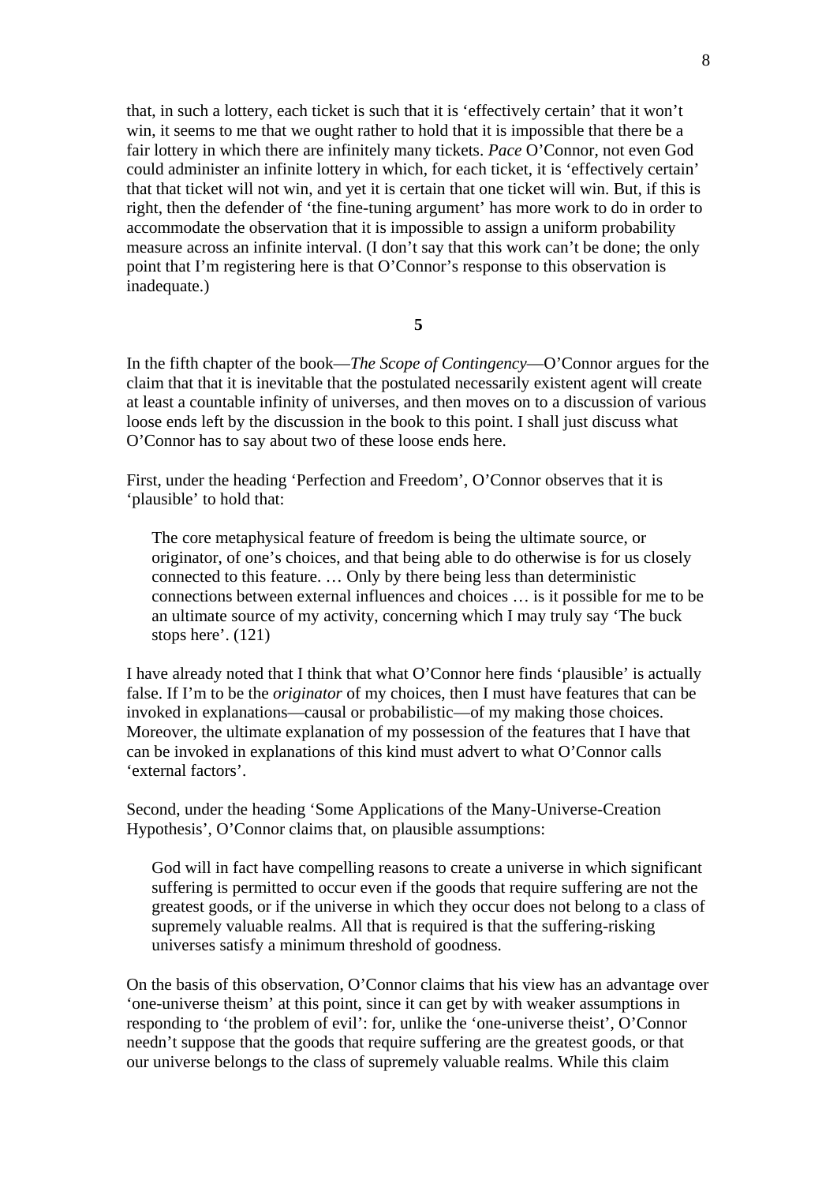that, in such a lottery, each ticket is such that it is 'effectively certain' that it won't win, it seems to me that we ought rather to hold that it is impossible that there be a fair lottery in which there are infinitely many tickets. *Pace* O'Connor, not even God could administer an infinite lottery in which, for each ticket, it is 'effectively certain' that that ticket will not win, and yet it is certain that one ticket will win. But, if this is right, then the defender of 'the fine-tuning argument' has more work to do in order to accommodate the observation that it is impossible to assign a uniform probability measure across an infinite interval. (I don't say that this work can't be done; the only point that I'm registering here is that O'Connor's response to this observation is inadequate.)

**5**

In the fifth chapter of the book—*The Scope of Contingency*—O'Connor argues for the claim that that it is inevitable that the postulated necessarily existent agent will create at least a countable infinity of universes, and then moves on to a discussion of various loose ends left by the discussion in the book to this point. I shall just discuss what O'Connor has to say about two of these loose ends here.

First, under the heading 'Perfection and Freedom', O'Connor observes that it is 'plausible' to hold that:

> The core metaphysical feature of freedom is being the ultimate source, or originator, of one's choices, and that being able to do otherwise is for us closely connected to this feature. … Only by there being less than deterministic connections between external influences and choices … is it possible for me to be an ultimate source of my activity, concerning which I may truly say 'The buck stops here'. (121)

I have already noted that I think that what O'Connor here finds 'plausible' is actually false. If I'm to be the *originator* of my choices, then I must have features that can be invoked in explanations—causal or probabilistic—of my making those choices. Moreover, the ultimate explanation of my possession of the features that I have that can be invoked in explanations of this kind must advert to what O'Connor calls 'external factors'.

Second, under the heading 'Some Applications of the Many-Universe-Creation Hypothesis', O'Connor claims that, on plausible assumptions:

> God will in fact have compelling reasons to create a universe in which significant suffering is permitted to occur even if the goods that require suffering are not the greatest goods, or if the universe in which they occur does not belong to a class of supremely valuable realms. All that is required is that the suffering-risking universes satisfy a minimum threshold of goodness.

On the basis of this observation, O'Connor claims that his view has an advantage over 'one-universe theism' at this point, since it can get by with weaker assumptions in responding to 'the problem of evil': for, unlike the 'one-universe theist', O'Connor needn't suppose that the goods that require suffering are the greatest goods, or that our universe belongs to the class of supremely valuable realms. While this claim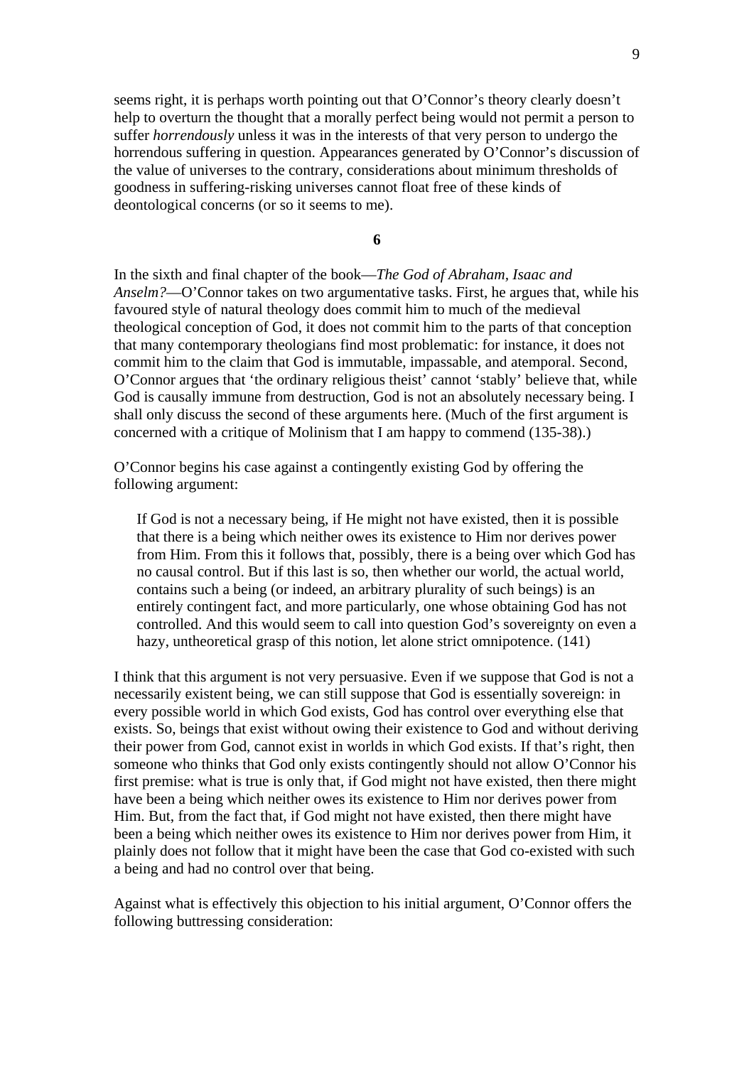seems right, it is perhaps worth pointing out that O'Connor's theory clearly doesn't help to overturn the thought that a morally perfect being would not permit a person to suffer *horrendously* unless it was in the interests of that very person to undergo the horrendous suffering in question. Appearances generated by O'Connor's discussion of the value of universes to the contrary, considerations about minimum thresholds of goodness in suffering-risking universes cannot float free of these kinds of deontological concerns (or so it seems to me).

**6**

In the sixth and final chapter of the book—*The God of Abraham, Isaac and Anselm?*—O'Connor takes on two argumentative tasks. First, he argues that, while his favoured style of natural theology does commit him to much of the medieval theological conception of God, it does not commit him to the parts of that conception that many contemporary theologians find most problematic: for instance, it does not commit him to the claim that God is immutable, impassable, and atemporal. Second, O'Connor argues that 'the ordinary religious theist' cannot 'stably' believe that, while God is causally immune from destruction, God is not an absolutely necessary being. I shall only discuss the second of these arguments here. (Much of the first argument is concerned with a critique of Molinism that I am happy to commend (135-38).)

O'Connor begins his case against a contingently existing God by offering the following argument:

> If God is not a necessary being, if He might not have existed, then it is possible that there is a being which neither owes its existence to Him nor derives power from Him. From this it follows that, possibly, there is a being over which God has no causal control. But if this last is so, then whether our world, the actual world, contains such a being (or indeed, an arbitrary plurality of such beings) is an entirely contingent fact, and more particularly, one whose obtaining God has not controlled. And this would seem to call into question God's sovereignty on even a hazy, untheoretical grasp of this notion, let alone strict omnipotence. (141)

I think that this argument is not very persuasive. Even if we suppose that God is not a necessarily existent being, we can still suppose that God is essentially sovereign: in every possible world in which God exists, God has control over everything else that exists. So, beings that exist without owing their existence to God and without deriving their power from God, cannot exist in worlds in which God exists. If that's right, then someone who thinks that God only exists contingently should not allow O'Connor his first premise: what is true is only that, if God might not have existed, then there might have been a being which neither owes its existence to Him nor derives power from Him. But, from the fact that, if God might not have existed, then there might have been a being which neither owes its existence to Him nor derives power from Him, it plainly does not follow that it might have been the case that God co-existed with such a being and had no control over that being.

Against what is effectively this objection to his initial argument, O'Connor offers the following buttressing consideration: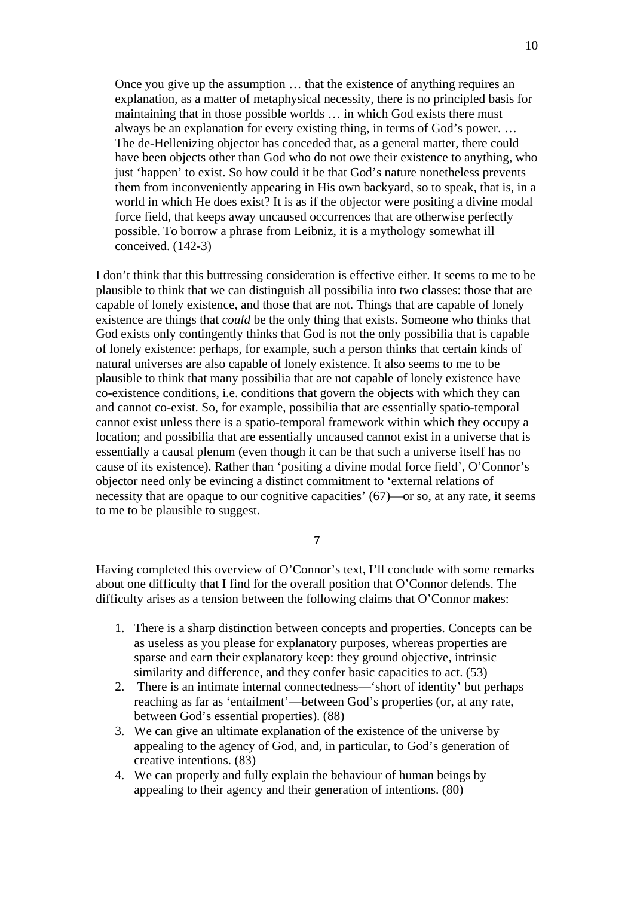> Once you give up the assumption … that the existence of anything requires an explanation, as a matter of metaphysical necessity, there is no principled basis for maintaining that in those possible worlds … in which God exists there must always be an explanation for every existing thing, in terms of God's power. … The de-Hellenizing objector has conceded that, as a general matter, there could have been objects other than God who do not owe their existence to anything, who just 'happen' to exist. So how could it be that God's nature nonetheless prevents them from inconveniently appearing in His own backyard, so to speak, that is, in a world in which He does exist? It is as if the objector were positing a divine modal force field, that keeps away uncaused occurrences that are otherwise perfectly possible. To borrow a phrase from Leibniz, it is a mythology somewhat ill conceived. (142-3)

I don't think that this buttressing consideration is effective either. It seems to me to be plausible to think that we can distinguish all possibilia into two classes: those that are capable of lonely existence, and those that are not. Things that are capable of lonely existence are things that *could* be the only thing that exists. Someone who thinks that God exists only contingently thinks that God is not the only possibilia that is capable of lonely existence: perhaps, for example, such a person thinks that certain kinds of natural universes are also capable of lonely existence. It also seems to me to be plausible to think that many possibilia that are not capable of lonely existence have co-existence conditions, i.e. conditions that govern the objects with which they can and cannot co-exist. So, for example, possibilia that are essentially spatio-temporal cannot exist unless there is a spatio-temporal framework within which they occupy a location; and possibilia that are essentially uncaused cannot exist in a universe that is essentially a causal plenum (even though it can be that such a universe itself has no cause of its existence). Rather than 'positing a divine modal force field', O'Connor's objector need only be evincing a distinct commitment to 'external relations of necessity that are opaque to our cognitive capacities' (67)—or so, at any rate, it seems to me to be plausible to suggest.

**7**

Having completed this overview of O'Connor's text, I'll conclude with some remarks about one difficulty that I find for the overall position that O'Connor defends. The difficulty arises as a tension between the following claims that O'Connor makes:

1. There is a sharp distinction between concepts and properties. Concepts can be as useless as you please for explanatory purposes, whereas properties are sparse and earn their explanatory keep: they ground objective, intrinsic similarity and difference, and they confer basic capacities to act. (53)
2. There is an intimate internal connectedness—'short of identity' but perhaps reaching as far as 'entailment'—between God's properties (or, at any rate, between God's essential properties). (88)
3. We can give an ultimate explanation of the existence of the universe by appealing to the agency of God, and, in particular, to God's generation of creative intentions. (83)
4. We can properly and fully explain the behaviour of human beings by appealing to their agency and their generation of intentions. (80)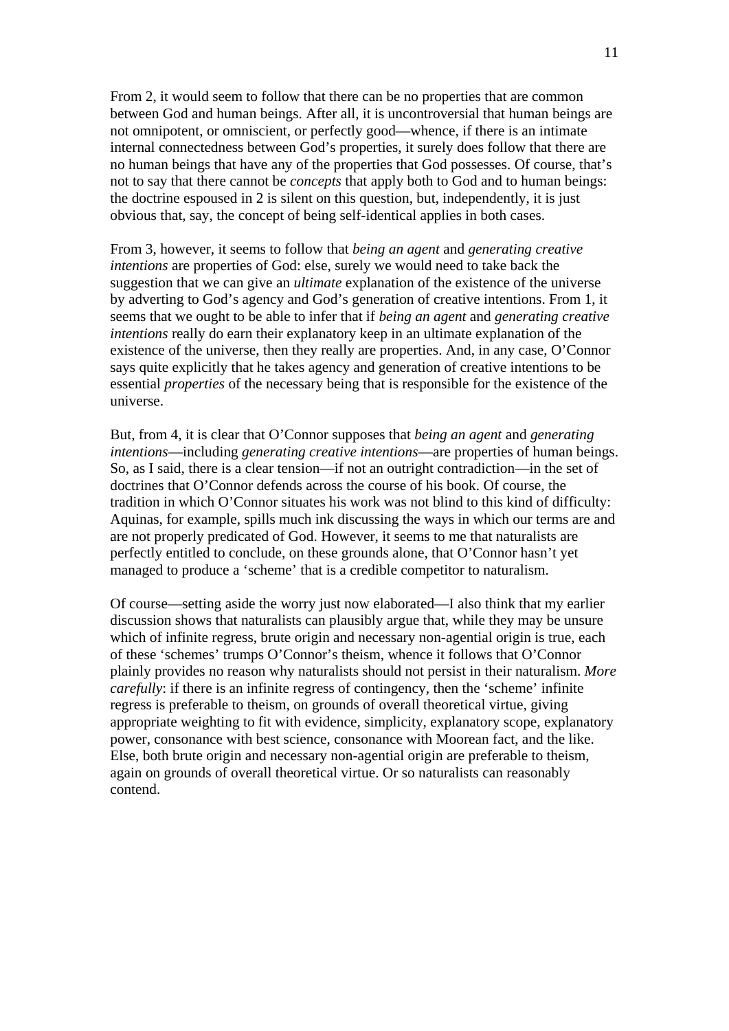From 2, it would seem to follow that there can be no properties that are common between God and human beings. After all, it is uncontroversial that human beings are not omnipotent, or omniscient, or perfectly good—whence, if there is an intimate internal connectedness between God's properties, it surely does follow that there are no human beings that have any of the properties that God possesses. Of course, that's not to say that there cannot be *concepts* that apply both to God and to human beings: the doctrine espoused in 2 is silent on this question, but, independently, it is just obvious that, say, the concept of being self-identical applies in both cases.

From 3, however, it seems to follow that *being an agent* and *generating creative intentions* are properties of God: else, surely we would need to take back the suggestion that we can give an *ultimate* explanation of the existence of the universe by adverting to God's agency and God's generation of creative intentions. From 1, it seems that we ought to be able to infer that if *being an agent* and *generating creative intentions* really do earn their explanatory keep in an ultimate explanation of the existence of the universe, then they really are properties. And, in any case, O'Connor says quite explicitly that he takes agency and generation of creative intentions to be essential *properties* of the necessary being that is responsible for the existence of the universe.

But, from 4, it is clear that O'Connor supposes that *being an agent* and *generating intentions*—including *generating creative intentions*—are properties of human beings. So, as I said, there is a clear tension—if not an outright contradiction—in the set of doctrines that O'Connor defends across the course of his book. Of course, the tradition in which O'Connor situates his work was not blind to this kind of difficulty: Aquinas, for example, spills much ink discussing the ways in which our terms are and are not properly predicated of God. However, it seems to me that naturalists are perfectly entitled to conclude, on these grounds alone, that O'Connor hasn't yet managed to produce a 'scheme' that is a credible competitor to naturalism.

Of course—setting aside the worry just now elaborated—I also think that my earlier discussion shows that naturalists can plausibly argue that, while they may be unsure which of infinite regress, brute origin and necessary non-agential origin is true, each of these 'schemes' trumps O'Connor's theism, whence it follows that O'Connor plainly provides no reason why naturalists should not persist in their naturalism. *More carefully*: if there is an infinite regress of contingency, then the 'scheme' infinite regress is preferable to theism, on grounds of overall theoretical virtue, giving appropriate weighting to fit with evidence, simplicity, explanatory scope, explanatory power, consonance with best science, consonance with Moorean fact, and the like. Else, both brute origin and necessary non-agential origin are preferable to theism, again on grounds of overall theoretical virtue. Or so naturalists can reasonably contend.